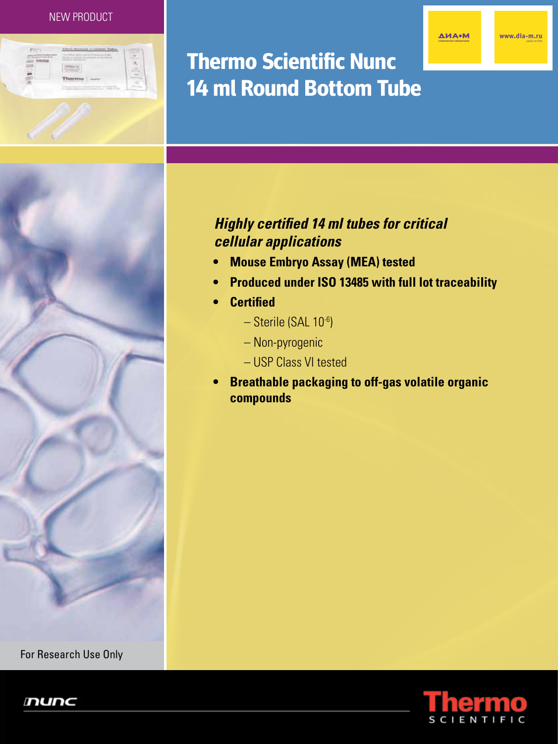NEW PRODUCT

# Thermo Scientific Nunc 14 ml Round Bottom Tube

***Highly certified 14 ml tubes for critical cellular applications***

- **Mouse Embryo Assay (MEA) tested**
- **Produced under ISO 13485 with full lot traceability**
- **Certified**
  - Sterile (SAL $10^{-6}$)
  - Non-pyrogenic
  - USP Class VI tested
- **Breathable packaging to off-gas volatile organic compounds**

For Research Use Only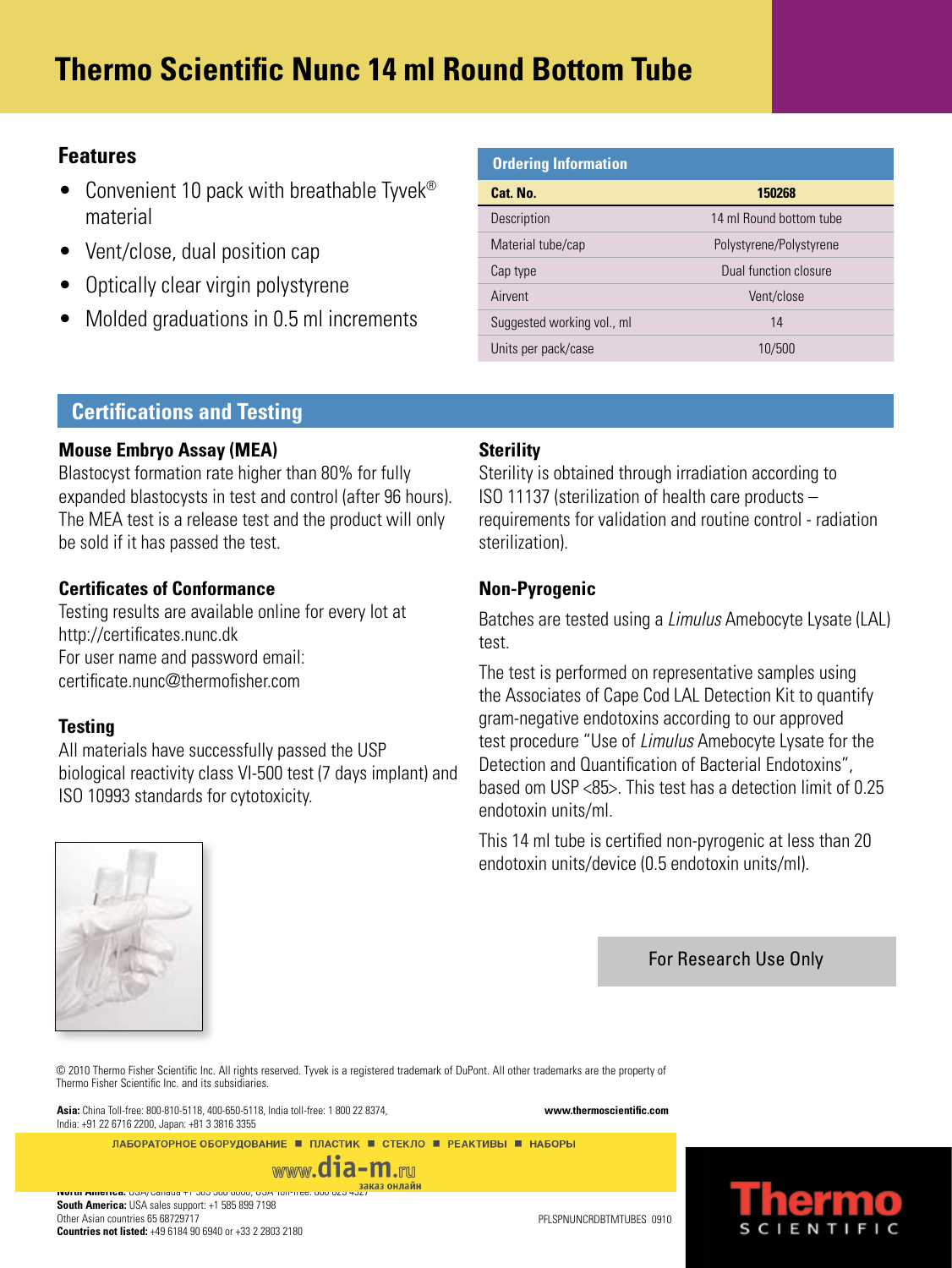# Thermo Scientific Nunc 14 ml Round Bottom Tube

## Features

- Convenient 10 pack with breathable Tyvek® material
- Vent/close, dual position cap
- Optically clear virgin polystyrene
- Molded graduations in 0.5 ml increments

**Ordering Information**

| Cat. No. | 150268 |
|---|---|
| Description | 14 ml Round bottom tube |
| Material tube/cap | Polystyrene/Polystyrene |
| Cap type | Dual function closure |
| Airvent | Vent/close |
| Suggested working vol., ml | 14 |
| Units per pack/case | 10/500 |

## Certifications and Testing

### Mouse Embryo Assay (MEA)

Blastocyst formation rate higher than 80% for fully expanded blastocysts in test and control (after 96 hours). The MEA test is a release test and the product will only be sold if it has passed the test.

### Certificates of Conformance

Testing results are available online for every lot at http://certificates.nunc.dk
For user name and password email: certificate.nunc@thermofisher.com

### Testing

All materials have successfully passed the USP biological reactivity class VI-500 test (7 days implant) and ISO 10993 standards for cytotoxicity.

### Sterility

Sterility is obtained through irradiation according to ISO 11137 (sterilization of health care products – requirements for validation and routine control - radiation sterilization).

### Non-Pyrogenic

Batches are tested using a *Limulus* Amebocyte Lysate (LAL) test.

The test is performed on representative samples using the Associates of Cape Cod LAL Detection Kit to quantify gram-negative endotoxins according to our approved test procedure "Use of *Limulus* Amebocyte Lysate for the Detection and Quantification of Bacterial Endotoxins", based om USP <85>. This test has a detection limit of 0.25 endotoxin units/ml.

This 14 ml tube is certified non-pyrogenic at less than 20 endotoxin units/device (0.5 endotoxin units/ml).

For Research Use Only

© 2010 Thermo Fisher Scientific Inc. All rights reserved. Tyvek is a registered trademark of DuPont. All other trademarks are the property of Thermo Fisher Scientific Inc. and its subsidiaries.

**Asia:** China Toll-free: 800-810-5118, 400-650-5118, India toll-free: 1 800 22 8374, India: +91 22 6716 2200, Japan: +81 3 3816 3355

**www.thermoscientific.com**

ЛАБОРАТОРНОЕ ОБОРУДОВАНИЕ ■ ПЛАСТИК ■ СТЕКЛО ■ РЕАКТИВЫ ■ НАБОРЫ

www.dia-m.ru
заказ онлайн

**North America:** USA/Canada +1 585 586 8800; USA Toll-free: 800 625 4327
**South America:** USA sales support: +1 585 899 7198
Other Asian countries 65 68729717
**Countries not listed:** +49 6184 90 6940 or +33 2 2803 2180

PFLSPNUNCRDBTMTUBES 0910

Thermo SCIENTIFIC